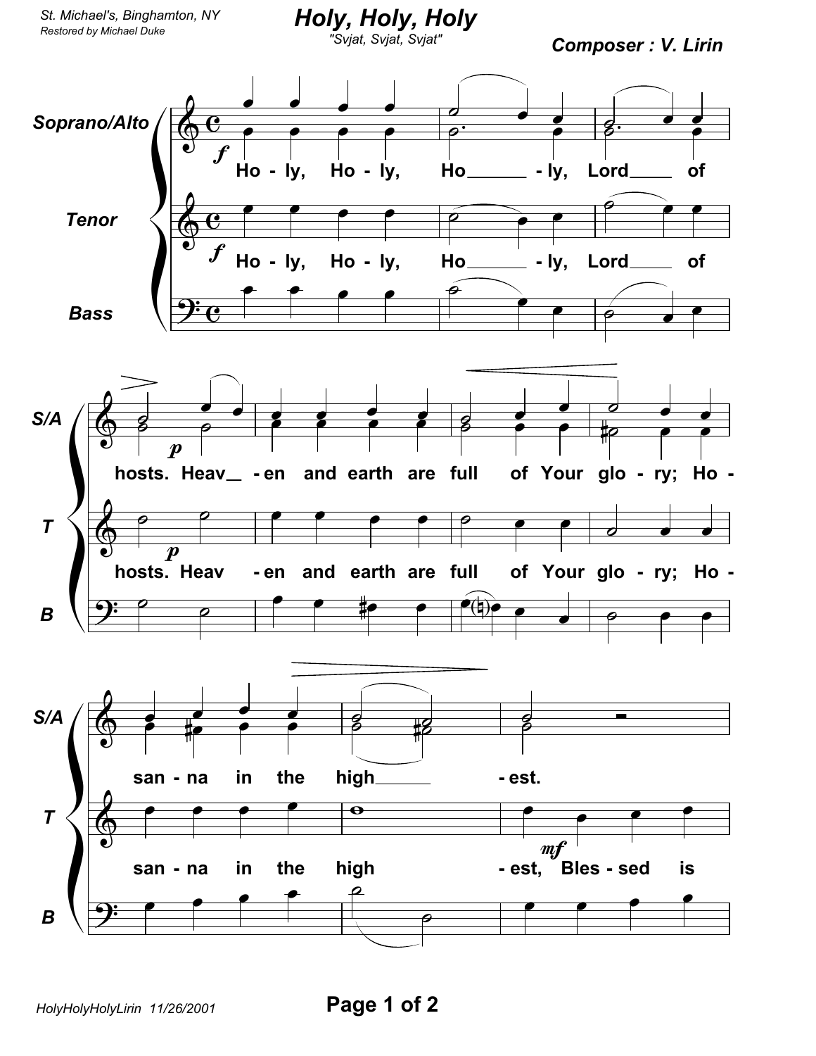St. Michael's, Binghamton, NY
*Restored by Michael Duke*

# *Holy, Holy, Holy*

*"Svjat, Svjat, Svjat"*

**Composer : V. Lirin**

Soprano/Alto, Tenor, Bass

Ho - ly, Ho - ly, Ho - ly, Lord of hosts. Heav - en and earth are full of Your glo - ry; Ho - san - na in the high - est, Bles - sed is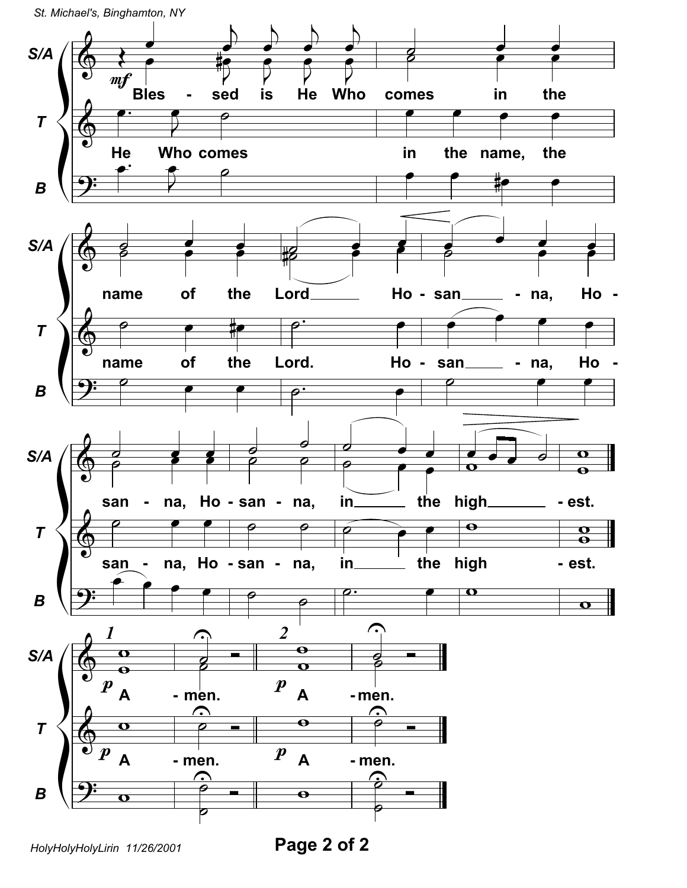St. Michael's, Binghamton, NY

S/A: Bles - sed is He Who comes in the name of the Lord Ho - san - na, Ho - san - na, Ho - san - na, in the high - est.

T: He Who comes in the name, the name of the Lord. Ho - san - na, Ho - san - na, Ho - san - na, in the high - est.

S/A, T: 1 A - men. 2 A - men.

HolyHolyHolyLirin 11/26/2001